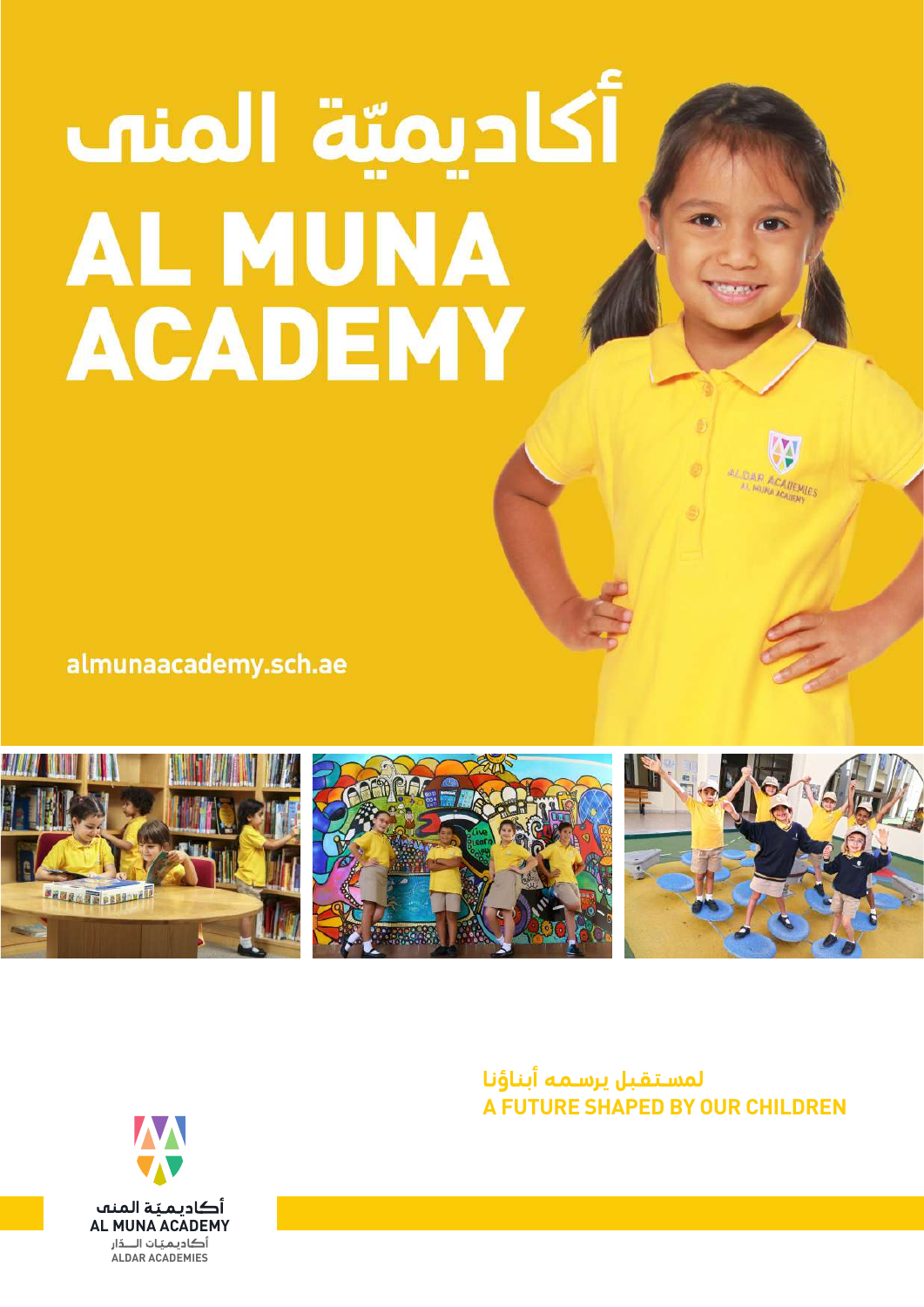# أكاديميّة المنى

# AL MUNA ACADEMY

almunaacademy.sch.ae

لمستقبل يرسمه أبناؤنا

**A FUTURE SHAPED BY OUR CHILDREN**

أكاديميّة المنى
AL MUNA ACADEMY
أكاديميّات الدّار
ALDAR ACADEMIES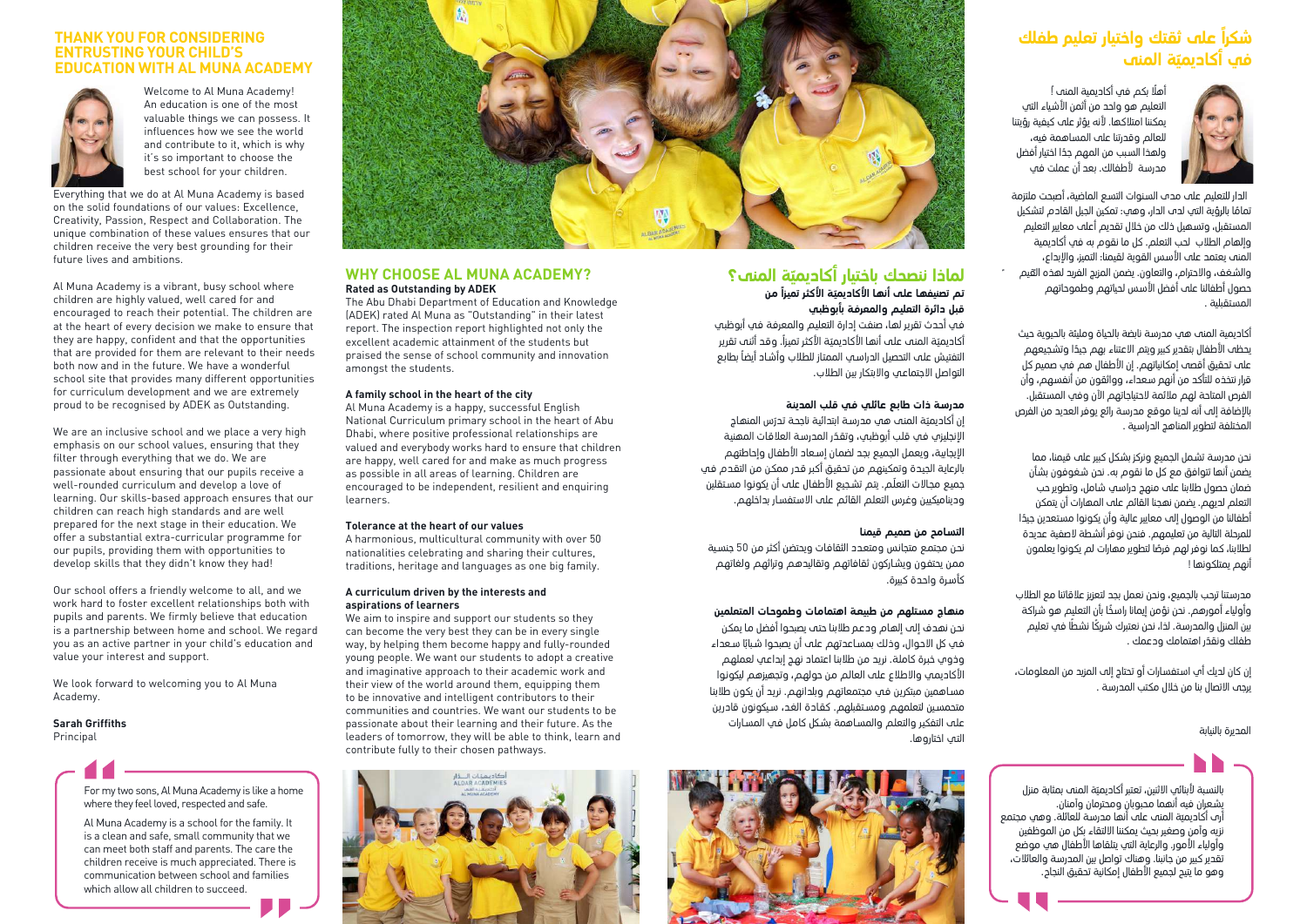## THANK YOU FOR CONSIDERING ENTRUSTING YOUR CHILD'S EDUCATION WITH AL MUNA ACADEMY

Welcome to Al Muna Academy! An education is one of the most valuable things we can possess. It influences how we see the world and contribute to it, which is why it's so important to choose the best school for your children.

Everything that we do at Al Muna Academy is based on the solid foundations of our values: Excellence, Creativity, Passion, Respect and Collaboration. The unique combination of these values ensures that our children receive the very best grounding for their future lives and ambitions.

Al Muna Academy is a vibrant, busy school where children are highly valued, well cared for and encouraged to reach their potential. The children are at the heart of every decision we make to ensure that they are happy, confident and that the opportunities that are provided for them are relevant to their needs both now and in the future. We have a wonderful school site that provides many different opportunities for curriculum development and we are extremely proud to be recognised by ADEK as Outstanding.

We are an inclusive school and we place a very high emphasis on our school values, ensuring that they filter through everything that we do. We are passionate about ensuring that our pupils receive a well-rounded curriculum and develop a love of learning. Our skills-based approach ensures that our children can reach high standards and are well prepared for the next stage in their education. We offer a substantial extra-curricular programme for our pupils, providing them with opportunities to develop skills that they didn't know they had!

Our school offers a friendly welcome to all, and we work hard to foster excellent relationships both with pupils and parents. We firmly believe that education is a partnership between home and school. We regard you as an active partner in your child's education and value your interest and support.

We look forward to welcoming you to Al Muna Academy.

**Sarah Griffiths**
Principal

> For my two sons, Al Muna Academy is like a home where they feel loved, respected and safe.
>
> Al Muna Academy is a school for the family. It is a clean and safe, small community that we can meet both staff and parents. The care the children receive is much appreciated. There is communication between school and families which allow all children to succeed.

## WHY CHOOSE AL MUNA ACADEMY?

**Rated as Outstanding by ADEK**

The Abu Dhabi Department of Education and Knowledge (ADEK) rated Al Muna as "Outstanding" in their latest report. The inspection report highlighted not only the excellent academic attainment of the students but praised the sense of school community and innovation amongst the students.

**A family school in the heart of the city**

Al Muna Academy is a happy, successful English National Curriculum primary school in the heart of Abu Dhabi, where positive professional relationships are valued and everybody works hard to ensure that children are happy, well cared for and make as much progress as possible in all areas of learning. Children are encouraged to be independent, resilient and enquiring learners.

**Tolerance at the heart of our values**

A harmonious, multicultural community with over 50 nationalities celebrating and sharing their cultures, traditions, heritage and languages as one big family.

**A curriculum driven by the interests and aspirations of learners**

We aim to inspire and support our students so they can become the very best they can be in every single way, by helping them become happy and fully-rounded young people. We want our students to adopt a creative and imaginative approach to their academic work and their view of the world around them, equipping them to be innovative and intelligent contributors to their communities and countries. We want our students to be passionate about their learning and their future. As the leaders of tomorrow, they will be able to think, learn and contribute fully to their chosen pathways.

## لماذا ننصحك باختيار أكاديميّة المنى؟

**تم تصنيفها على أنها الأكاديميّة الأكثر تميزاً من قبل دائرة التعليم والمعرفة بأبوظبي**

في أحدث تقرير لها، صنفت إدارة التعليم والمعرفة في أبوظبي أكاديميّة المنى على أنها الأكاديميّة الأكثر تميزاً. وقد أثنى تقرير التفتيش على التحصيل الدراسي الممتاز للطلاب وأشاد أيضاً بطابع التواصل الاجتماعي والابتكار بين الطلاب.

**مدرسة ذات طابع عائلي في قلب المدينة**

إن أكاديميّة المنى هي مدرسة ابتدائية ناجحة تدرّس المنهاج الإنجليزي في قلب أبوظبي، وتقدّر المدرسة العلاقات المهنية الإيجابية، ويعمل الجميع بجد لضمان إسعاد الأطفال وإحاطتهم بالرعاية الجيدة وتمكينهم من تحقيق أكبر قدر ممكن من التقدم في جميع مجالات التعلّم. يتم تشجيع الأطفال على أن يكونوا مستقلين وديناميكيين وغرس التعلم القائم على الاستفسار بداخلهم.

**التسامح من صميم قيمنا**

نحن مجتمع متجانس ومتعدد الثقافات ويحتضن أكثر من 50 جنسية ممن يحتفون ويشاركون ثقافاتهم وتقاليدهم وتراثهم ولغاتهم كأسرة واحدة كبيرة.

**منهاج مستلهم من طبيعة اهتمامات وطموحات المتعلمين**

نحن نهدف إلى إلهام ودعم طلابنا حتى يصبحوا أفضل ما يمكن في كل الأحوال، وذلك بمساعدتهم على أن يصبحوا شباباً سعداء وذوي خبرة كاملة. نريد من طلابنا اعتماد نهج إبداعي لعملهم الأكاديمي والاطلاع على العالم من حولهم، وتجهيزهم ليكونوا مساهمين مبتكرين في مجتمعاتهم وبلدانهم. نريد أن يكون طلابنا متحمسين لتعلمهم ومستقبلهم. كقادة الغد، سيكونون قادرين على التفكير والتعلم والمساهمة بشكل كامل في المسارات التي اختاروها.

## شكراً على ثقتك واختيار تعليم طفلك في أكاديميّة المنى

أهلاً بكم في أكاديمية المنى! التعليم هو واحد من أثمن الأشياء التي يمكننا امتلاكها، لأنه يؤثر على كيفية رؤيتنا للعالم وقدرتنا على المساهمة فيه، ولهذا السبب من المهم جدا اختيار أفضل مدرسة لأطفالك. بعد أن عملت في الدار للتعليم على مدى السنوات التسع الماضية، أصبحت ملتزمة تماماً بالرؤية التي لدى الدار، وهي: تمكين الجيل القادم لتشكيل المستقبل، وتسهيل ذلك من خلال تقديم أعلى معايير التعليم وإلهام الطلاب لحب التعلم. كل ما نقوم به في أكاديمية المنى يعتمد على الأسس القوية لقيمنا: التميز، والإبداع، والشغف، والاحترام، والتعاون. يضمن المزيج الفريد لهذه القيم حصول أطفالنا على أفضل الأسس لحياتهم وطموحاتهم المستقبلية.

أكاديمية المنى هي مدرسة نابضة بالحياة ومليئة بالحيوية حيث يحظى الأطفال بتقدير كبير ويتم الاعتناء بهم جيّدا وتشجيعهم على تحقيق أقصى إمكانياتهم. إن الأطفال هم في صميم كل قرار نتخذه للتأكد من أنهم سعداء، وواثقون من أنفسهم، وأن الفرص المتاحة لهم ملائمة لاحتياجاتهم الآن وفي المستقبل. بالإضافة إلى أنه لدينا موقع مدرسة رائع يوفر العديد من الفرص المختلفة لتطوير المناهج الدراسية.

نحن مدرسة تشمل الجميع ونركز بشكل كبير على قيمنا، مما يضمن أنها تتوافق مع كل ما نقوم به. نحن شغوفون بشأن ضمان حصول طلابنا على منهج دراسي شامل، وتطوير حب التعلم لديهم. يضمن نهجنا القائم على المهارات أن يتمكن أطفالنا من الوصول إلى معايير عالية وأن يكونوا مستعدين جيدًا للمرحلة التالية من تعليمهم. فنحن نوفر أنشطة لاصفية عديدة لطلابنا، كما نوفر لهم فرصًا لتطوير مهارات لم يكونوا يعلمون أنهم يمتلكونها!

مدرستنا ترحب بالجميع، ونحن نعمل بجد لتعزيز علاقاتنا مع الطلاب وأولياء أمورهم. نحن نؤمن إيمانا راسخًا بأن التعليم هو شراكة بين المنزل والمدرسة. لذا، نحن نعتبرك شريكًا نشطًا في تعليم طفلك ونقدّر اهتمامك ودعمك.

إن كان لديك أي استفسارات أو تحتاج إلى المزيد من المعلومات، يرجى الاتصال بنا من خلال مكتب المدرسة.

المديرة بالنيابة

> بالنسبة لأبنائي الاثنين، تعتبر أكاديميّة المنى بمثابة منزل يشعران فيه أنهما محبوبان ومحترمان وآمنان.
> أرى أكاديميّة المنى على أنها مدرسة للعائلة. وهي مجتمع نزيه وآمن وصغير بحيث يمكننا الالتقاء بكل من الموظفين وأولياء الأمور، والرعاية التي يتلقاها الأطفال هي موضع تقدير كبير من جانبنا. وهناك تواصل بين المدرسة والعائلات، وهو ما يتيح لجميع الأطفال إمكانية تحقيق النجاح.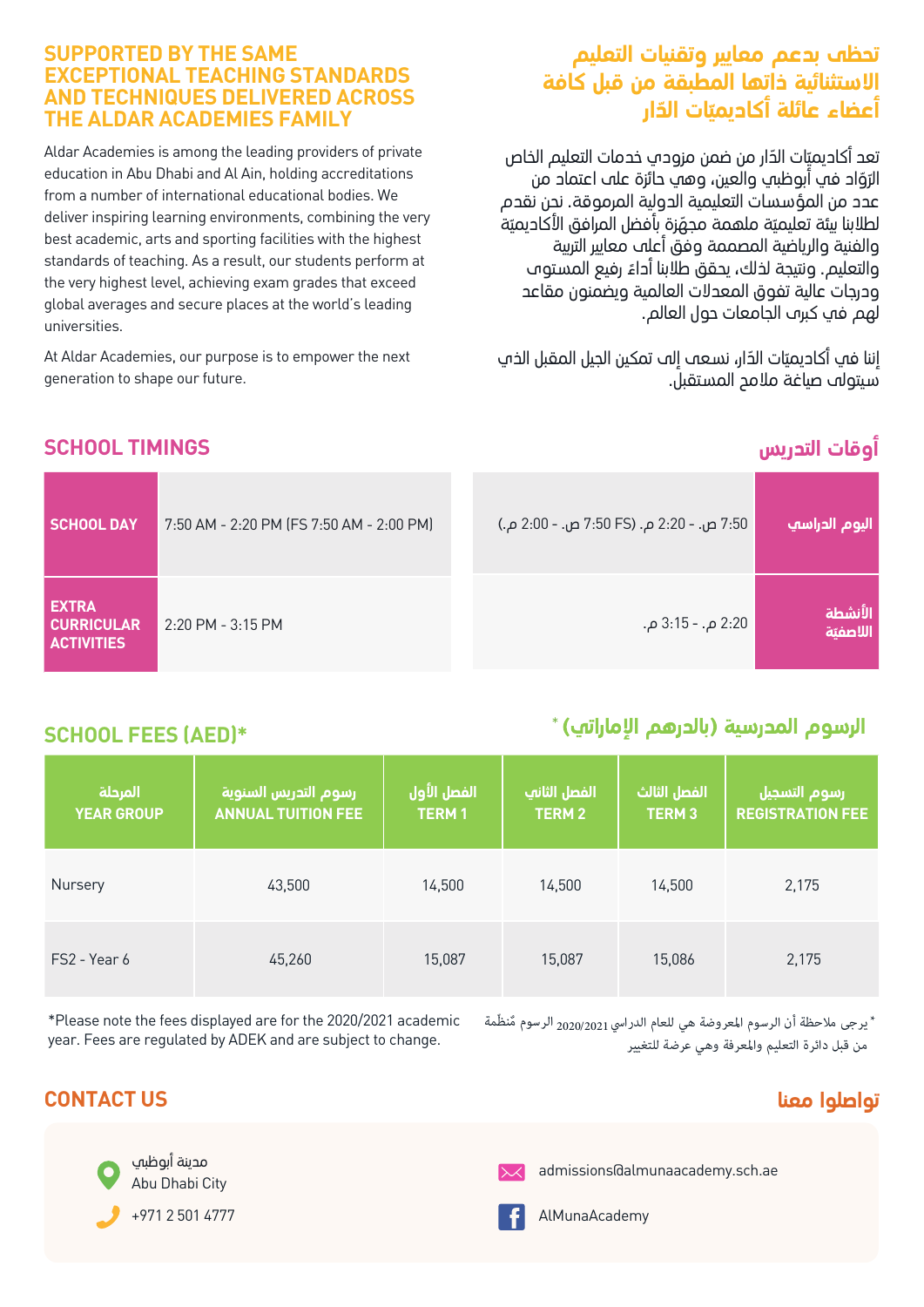## SUPPORTED BY THE SAME EXCEPTIONAL TEACHING STANDARDS AND TECHNIQUES DELIVERED ACROSS THE ALDAR ACADEMIES FAMILY

Aldar Academies is among the leading providers of private education in Abu Dhabi and Al Ain, holding accreditations from a number of international educational bodies. We deliver inspiring learning environments, combining the very best academic, arts and sporting facilities with the highest standards of teaching. As a result, our students perform at the very highest level, achieving exam grades that exceed global averages and secure places at the world's leading universities.

At Aldar Academies, our purpose is to empower the next generation to shape our future.

## تحظى بدعم معايير وتقنيات التعليم الاستثنائية ذاتها المطبقة من قبل كافة أعضاء عائلة أكاديميّات الدّار

تعد أكاديميّات الدّار من ضمن مزودي خدمات التعليم الخاص الرّوّاد في أبوظبي والعين، وهي حائزة على اعتماد من عدد من المؤسسات التعليمية الدولية المرموقة. نحن نقدم لطلابنا بيئة تعليميّة ملهمة مجهّزة بأفضل المرافق الأكاديميّة والفنية والرياضية المصممة وفق أعلى معايير التربية والتعليم. ونتيجة لذلك، يحقق طلابنا أداءً رفيع المستوى ودرجات عالية تفوق المعدلات العالمية ويضمنون مقاعد لهم في كبرى الجامعات حول العالم.

إننا في أكاديميّات الدّار، نسعى إلى تمكين الجيل المقبل الذي سيتولى صياغة ملامح المستقبل.

## SCHOOL TIMINGS

| | |
|---|---|
| SCHOOL DAY | 7:50 AM - 2:20 PM (FS 7:50 AM - 2:00 PM) |
| EXTRA CURRICULAR ACTIVITIES | 2:20 PM - 3:15 PM |

## أوقات التدريس

| | |
|---|---|
| اليوم الدراسي | 7:50 ص. - 2:20 م. (FS 7:50 ص. - 2:00 م.) |
| الأنشطة اللاصفيّة | 2:20 م. - 3:15 م. |

## SCHOOL FEES (AED)*

## الرسوم المدرسية (بالدرهم الإماراتي)*

| المرحلة YEAR GROUP | رسوم التدريس السنوية ANNUAL TUITION FEE | الفصل الأول TERM 1 | الفصل الثاني TERM 2 | الفصل الثالث TERM 3 | رسوم التسجيل REGISTRATION FEE |
|---|---|---|---|---|---|
| Nursery | 43,500 | 14,500 | 14,500 | 14,500 | 2,175 |
| FS2 - Year 6 | 45,260 | 15,087 | 15,087 | 15,086 | 2,175 |

*Please note the fees displayed are for the 2020/2021 academic year. Fees are regulated by ADEK and are subject to change.

*يرجى ملاحظة أن الرسوم المعروضة هي للعام الدراسي 2020/2021 الرسوم مُنظّمة من قبل دائرة التعليم والمعرفة وهي عرضة للتغيير

## CONTACT US

## تواصلوا معنا

مدينة أبوظبي
Abu Dhabi City

+971 2 501 4777

admissions@almunaacademy.sch.ae

AlMunaAcademy